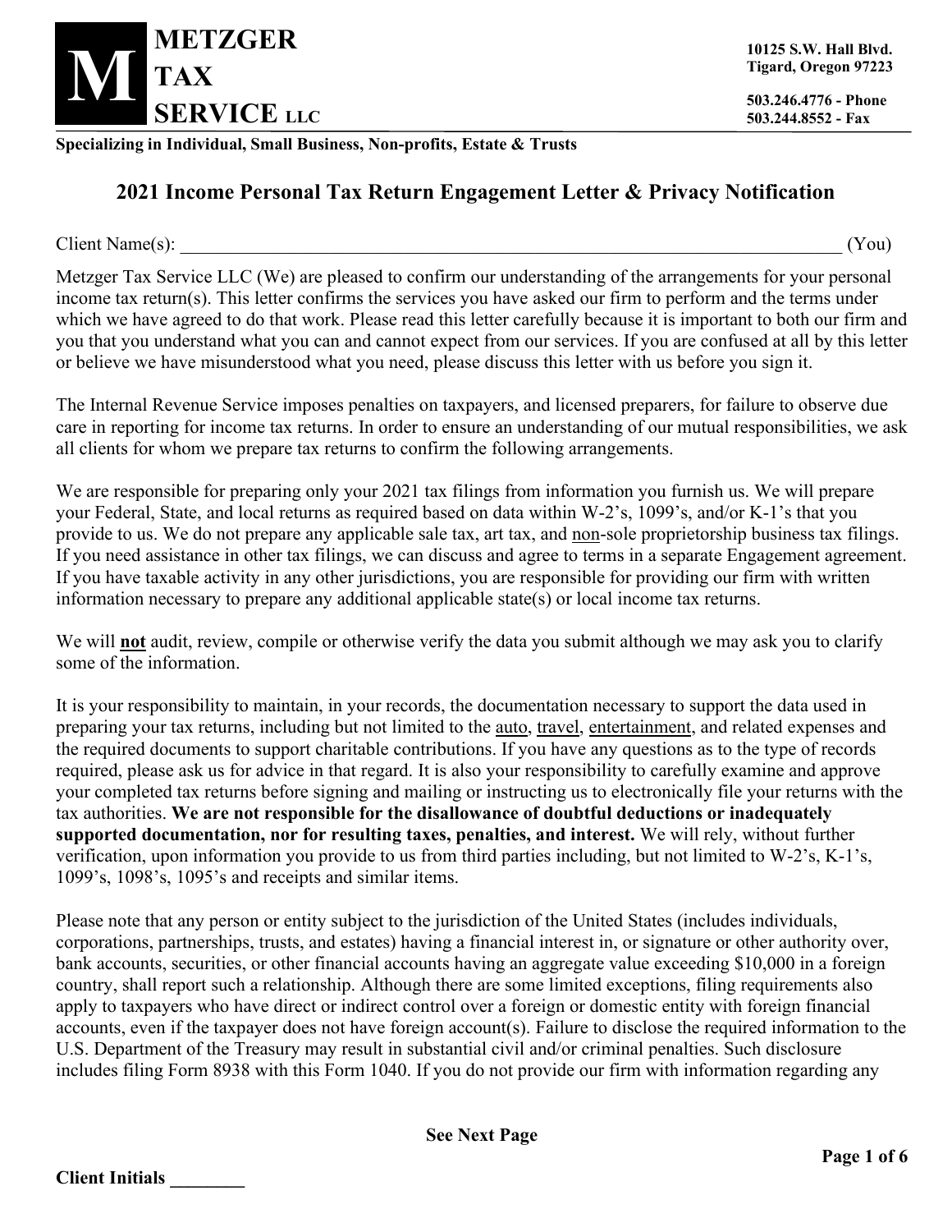# METZGER TAX SERVICE LLC

10125 S.W. Hall Blvd.
Tigard, Oregon 97223

503.246.4776 - Phone
503.244.8552 - Fax

**Specializing in Individual, Small Business, Non-profits, Estate & Trusts**

## 2021 Income Personal Tax Return Engagement Letter & Privacy Notification

Client Name(s): ___________________________________________________________________________ (You)

Metzger Tax Service LLC (We) are pleased to confirm our understanding of the arrangements for your personal income tax return(s). This letter confirms the services you have asked our firm to perform and the terms under which we have agreed to do that work. Please read this letter carefully because it is important to both our firm and you that you understand what you can and cannot expect from our services. If you are confused at all by this letter or believe we have misunderstood what you need, please discuss this letter with us before you sign it.

The Internal Revenue Service imposes penalties on taxpayers, and licensed preparers, for failure to observe due care in reporting for income tax returns. In order to ensure an understanding of our mutual responsibilities, we ask all clients for whom we prepare tax returns to confirm the following arrangements.

We are responsible for preparing only your 2021 tax filings from information you furnish us. We will prepare your Federal, State, and local returns as required based on data within W-2's, 1099's, and/or K-1's that you provide to us. We do not prepare any applicable sale tax, art tax, and <u>non</u>-sole proprietorship business tax filings. If you need assistance in other tax filings, we can discuss and agree to terms in a separate Engagement agreement. If you have taxable activity in any other jurisdictions, you are responsible for providing our firm with written information necessary to prepare any additional applicable state(s) or local income tax returns.

We will <u>**not**</u> audit, review, compile or otherwise verify the data you submit although we may ask you to clarify some of the information.

It is your responsibility to maintain, in your records, the documentation necessary to support the data used in preparing your tax returns, including but not limited to the <u>auto</u>, <u>travel</u>, <u>entertainment</u>, and related expenses and the required documents to support charitable contributions. If you have any questions as to the type of records required, please ask us for advice in that regard. It is also your responsibility to carefully examine and approve your completed tax returns before signing and mailing or instructing us to electronically file your returns with the tax authorities. **We are not responsible for the disallowance of doubtful deductions or inadequately supported documentation, nor for resulting taxes, penalties, and interest.** We will rely, without further verification, upon information you provide to us from third parties including, but not limited to W-2's, K-1's, 1099's, 1098's, 1095's and receipts and similar items.

Please note that any person or entity subject to the jurisdiction of the United States (includes individuals, corporations, partnerships, trusts, and estates) having a financial interest in, or signature or other authority over, bank accounts, securities, or other financial accounts having an aggregate value exceeding $10,000 in a foreign country, shall report such a relationship. Although there are some limited exceptions, filing requirements also apply to taxpayers who have direct or indirect control over a foreign or domestic entity with foreign financial accounts, even if the taxpayer does not have foreign account(s). Failure to disclose the required information to the U.S. Department of the Treasury may result in substantial civil and/or criminal penalties. Such disclosure includes filing Form 8938 with this Form 1040. If you do not provide our firm with information regarding any

**See Next Page**

**Client Initials ________**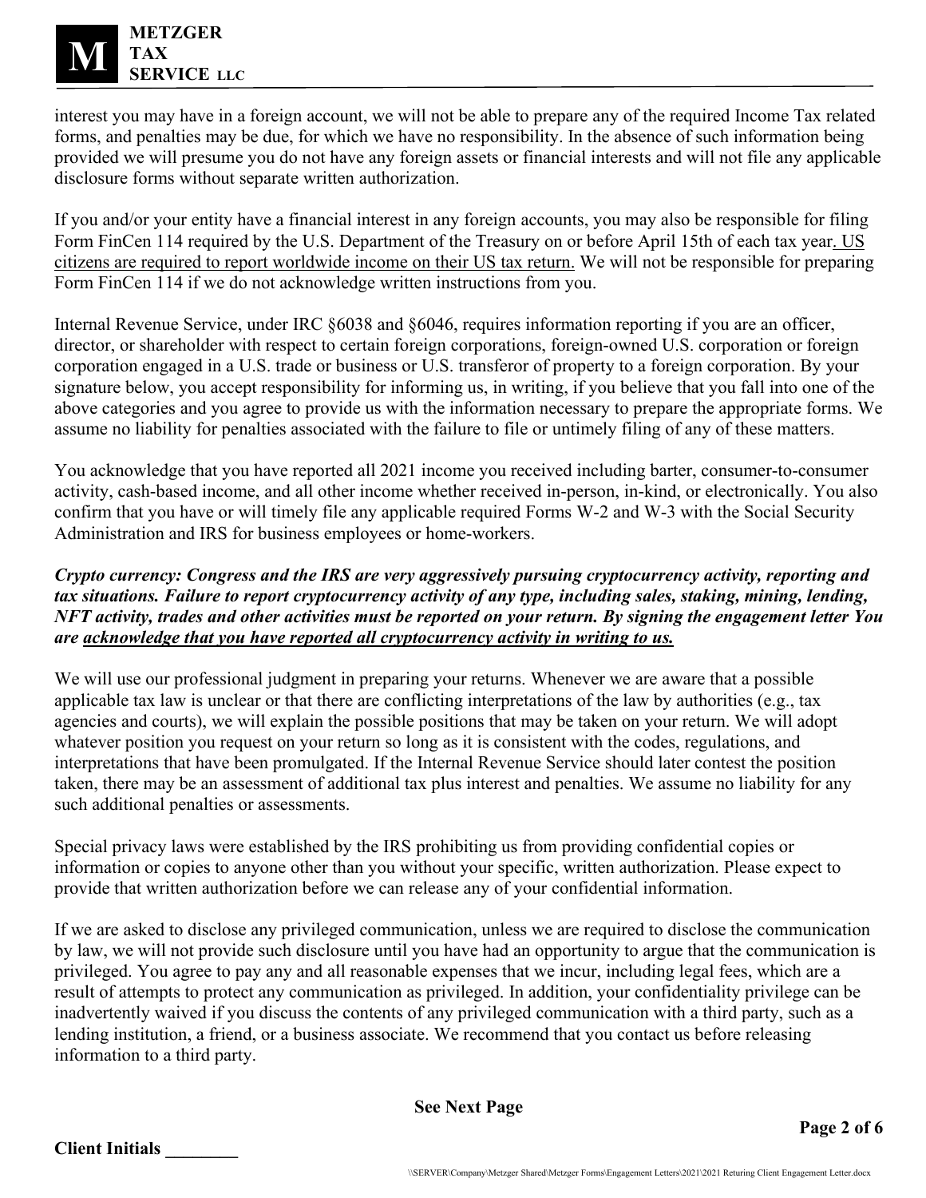interest you may have in a foreign account, we will not be able to prepare any of the required Income Tax related forms, and penalties may be due, for which we have no responsibility. In the absence of such information being provided we will presume you do not have any foreign assets or financial interests and will not file any applicable disclosure forms without separate written authorization.

If you and/or your entity have a financial interest in any foreign accounts, you may also be responsible for filing Form FinCen 114 required by the U.S. Department of the Treasury on or before April 15th of each tax year. US citizens are required to report worldwide income on their US tax return. We will not be responsible for preparing Form FinCen 114 if we do not acknowledge written instructions from you.

Internal Revenue Service, under IRC §6038 and §6046, requires information reporting if you are an officer, director, or shareholder with respect to certain foreign corporations, foreign-owned U.S. corporation or foreign corporation engaged in a U.S. trade or business or U.S. transferor of property to a foreign corporation. By your signature below, you accept responsibility for informing us, in writing, if you believe that you fall into one of the above categories and you agree to provide us with the information necessary to prepare the appropriate forms. We assume no liability for penalties associated with the failure to file or untimely filing of any of these matters.

You acknowledge that you have reported all 2021 income you received including barter, consumer-to-consumer activity, cash-based income, and all other income whether received in-person, in-kind, or electronically. You also confirm that you have or will timely file any applicable required Forms W-2 and W-3 with the Social Security Administration and IRS for business employees or home-workers.

***Crypto currency: Congress and the IRS are very aggressively pursuing cryptocurrency activity, reporting and tax situations. Failure to report cryptocurrency activity of any type, including sales, staking, mining, lending, NFT activity, trades and other activities must be reported on your return. By signing the engagement letter You are <u>acknowledge that you have reported all cryptocurrency activity in writing to us.</u>***

We will use our professional judgment in preparing your returns. Whenever we are aware that a possible applicable tax law is unclear or that there are conflicting interpretations of the law by authorities (e.g., tax agencies and courts), we will explain the possible positions that may be taken on your return. We will adopt whatever position you request on your return so long as it is consistent with the codes, regulations, and interpretations that have been promulgated. If the Internal Revenue Service should later contest the position taken, there may be an assessment of additional tax plus interest and penalties. We assume no liability for any such additional penalties or assessments.

Special privacy laws were established by the IRS prohibiting us from providing confidential copies or information or copies to anyone other than you without your specific, written authorization. Please expect to provide that written authorization before we can release any of your confidential information.

If we are asked to disclose any privileged communication, unless we are required to disclose the communication by law, we will not provide such disclosure until you have had an opportunity to argue that the communication is privileged. You agree to pay any and all reasonable expenses that we incur, including legal fees, which are a result of attempts to protect any communication as privileged. In addition, your confidentiality privilege can be inadvertently waived if you discuss the contents of any privileged communication with a third party, such as a lending institution, a friend, or a business associate. We recommend that you contact us before releasing information to a third party.

**See Next Page**

**Client Initials ________**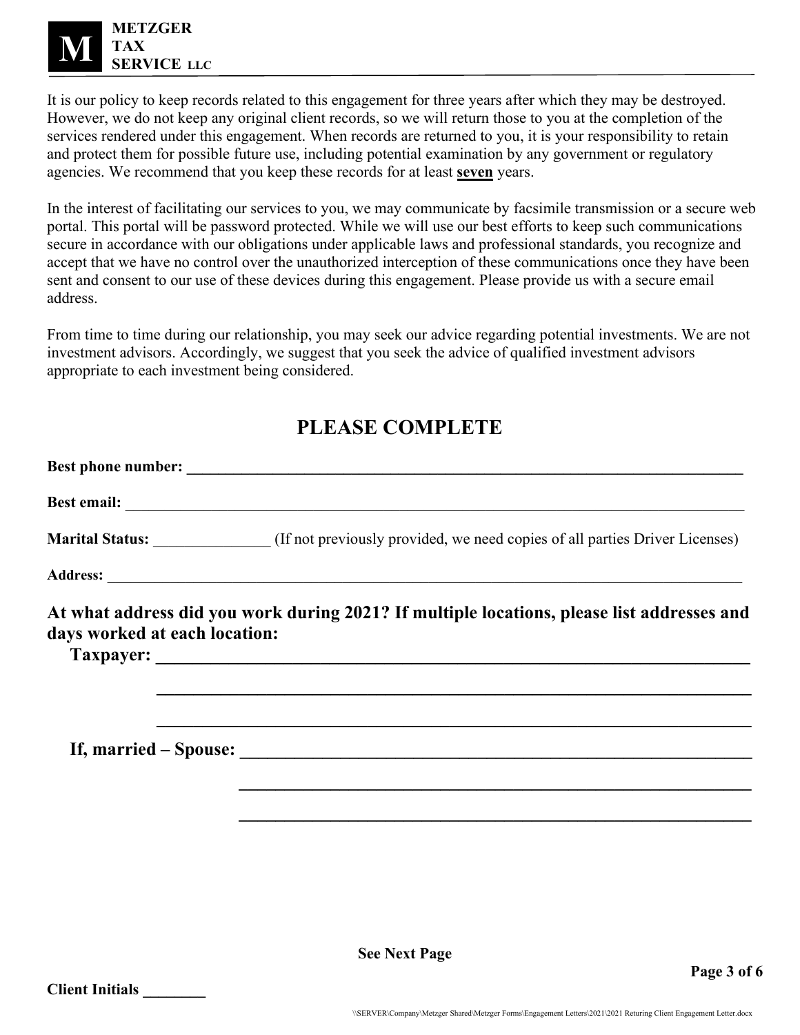It is our policy to keep records related to this engagement for three years after which they may be destroyed. However, we do not keep any original client records, so we will return those to you at the completion of the services rendered under this engagement. When records are returned to you, it is your responsibility to retain and protect them for possible future use, including potential examination by any government or regulatory agencies. We recommend that you keep these records for at least **seven** years.

In the interest of facilitating our services to you, we may communicate by facsimile transmission or a secure web portal. This portal will be password protected. While we will use our best efforts to keep such communications secure in accordance with our obligations under applicable laws and professional standards, you recognize and accept that we have no control over the unauthorized interception of these communications once they have been sent and consent to our use of these devices during this engagement. Please provide us with a secure email address.

From time to time during our relationship, you may seek our advice regarding potential investments. We are not investment advisors. Accordingly, we suggest that you seek the advice of qualified investment advisors appropriate to each investment being considered.

## PLEASE COMPLETE

**Best phone number:** ___________________________________________

**Best email:** ___________________________________________

**Marital Status:** _______________ (If not previously provided, we need copies of all parties Driver Licenses)

**Address:** ___________________________________________

### At what address did you work during 2021? If multiple locations, please list addresses and days worked at each location:

**Taxpayer:** ___________________________________________

___________________________________________

___________________________________________

**If, married – Spouse:** ___________________________________________

___________________________________________

___________________________________________

**See Next Page**

**Client Initials** ________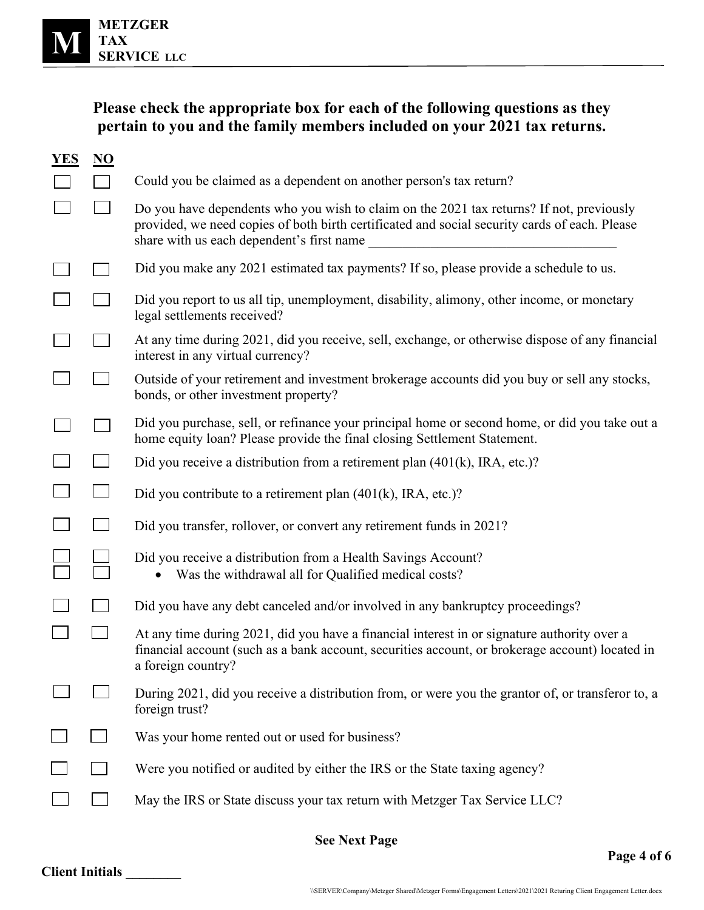**METZGER TAX SERVICE LLC**

## Please check the appropriate box for each of the following questions as they pertain to you and the family members included on your 2021 tax returns.

| YES | NO | |
|---|---|---|
| ☐ | ☐ | Could you be claimed as a dependent on another person's tax return? |
| ☐ | ☐ | Do you have dependents who you wish to claim on the 2021 tax returns? If not, previously provided, we need copies of both birth certificated and social security cards of each. Please share with us each dependent's first name ________________________________ |
| ☐ | ☐ | Did you make any 2021 estimated tax payments? If so, please provide a schedule to us. |
| ☐ | ☐ | Did you report to us all tip, unemployment, disability, alimony, other income, or monetary legal settlements received? |
| ☐ | ☐ | At any time during 2021, did you receive, sell, exchange, or otherwise dispose of any financial interest in any virtual currency? |
| ☐ | ☐ | Outside of your retirement and investment brokerage accounts did you buy or sell any stocks, bonds, or other investment property? |
| ☐ | ☐ | Did you purchase, sell, or refinance your principal home or second home, or did you take out a home equity loan? Please provide the final closing Settlement Statement. |
| ☐ | ☐ | Did you receive a distribution from a retirement plan (401(k), IRA, etc.)? |
| ☐ | ☐ | Did you contribute to a retirement plan (401(k), IRA, etc.)? |
| ☐ | ☐ | Did you transfer, rollover, or convert any retirement funds in 2021? |
| ☐ | ☐ | Did you receive a distribution from a Health Savings Account? |
| ☐ | ☐ | • Was the withdrawal all for Qualified medical costs? |
| ☐ | ☐ | Did you have any debt canceled and/or involved in any bankruptcy proceedings? |
| ☐ | ☐ | At any time during 2021, did you have a financial interest in or signature authority over a financial account (such as a bank account, securities account, or brokerage account) located in a foreign country? |
| ☐ | ☐ | During 2021, did you receive a distribution from, or were you the grantor of, or transferor to, a foreign trust? |
| ☐ | ☐ | Was your home rented out or used for business? |
| ☐ | ☐ | Were you notified or audited by either the IRS or the State taxing agency? |
| ☐ | ☐ | May the IRS or State discuss your tax return with Metzger Tax Service LLC? |

**See Next Page**

**Client Initials ________**

\\SERVER\Company\Metzger Shared\Metzger Forms\Engagement Letters\2021\2021 Returing Client Engagement Letter.docx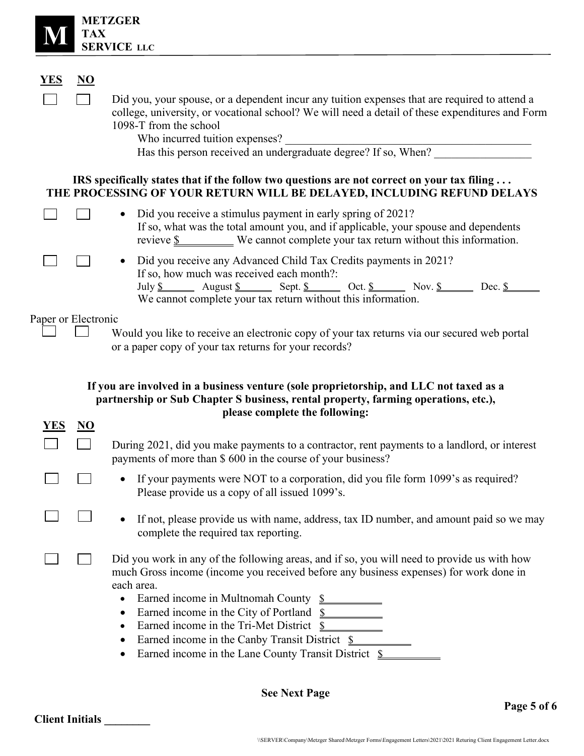| YES | NO | |
|---|---|---|
| ☐ | ☐ | Did you, your spouse, or a dependent incur any tuition expenses that are required to attend a college, university, or vocational school? We will need a detail of these expenditures and Form 1098-T from the school<br>Who incurred tuition expenses? ____________________________________________<br>Has this person received an undergraduate degree? If so, When? _________________ |

**IRS specifically states that if the follow two questions are not correct on your tax filing . . .**
**THE PROCESSING OF YOUR RETURN WILL BE DELAYED, INCLUDING REFUND DELAYS**

| | | |
|---|---|---|
| ☐ | ☐ | • Did you receive a stimulus payment in early spring of 2021?<br>If so, what was the total amount you, and if applicable, your spouse and dependents revieve $__________ We cannot complete your tax return without this information. |
| ☐ | ☐ | • Did you receive any Advanced Child Tax Credits payments in 2021?<br>If so, how much was received each month?:<br>July $______ August $______ Sept. $______ Oct. $______ Nov. $______ Dec. $______<br>We cannot complete your tax return without this information. |

Paper or Electronic

| | | |
|---|---|---|
| ☐ | ☐ | Would you like to receive an electronic copy of your tax returns via our secured web portal or a paper copy of your tax returns for your records? |

**If you are involved in a business venture (sole proprietorship, and LLC not taxed as a partnership or Sub Chapter S business, rental property, farming operations, etc.), please complete the following:**

| YES | NO | |
|---|---|---|
| ☐ | ☐ | During 2021, did you make payments to a contractor, rent payments to a landlord, or interest payments of more than $ 600 in the course of your business? |
| ☐ | ☐ | • If your payments were NOT to a corporation, did you file form 1099's as required? Please provide us a copy of all issued 1099's. |
| ☐ | ☐ | • If not, please provide us with name, address, tax ID number, and amount paid so we may complete the required tax reporting. |
| ☐ | ☐ | Did you work in any of the following areas, and if so, you will need to provide us with how much Gross income (income you received before any business expenses) for work done in each area.<br>• Earned income in Multnomah County $__________<br>• Earned income in the City of Portland $__________<br>• Earned income in the Tri-Met District $__________<br>• Earned income in the Canby Transit District $__________<br>• Earned income in the Lane County Transit District $__________ |

**See Next Page**

**Client Initials ________**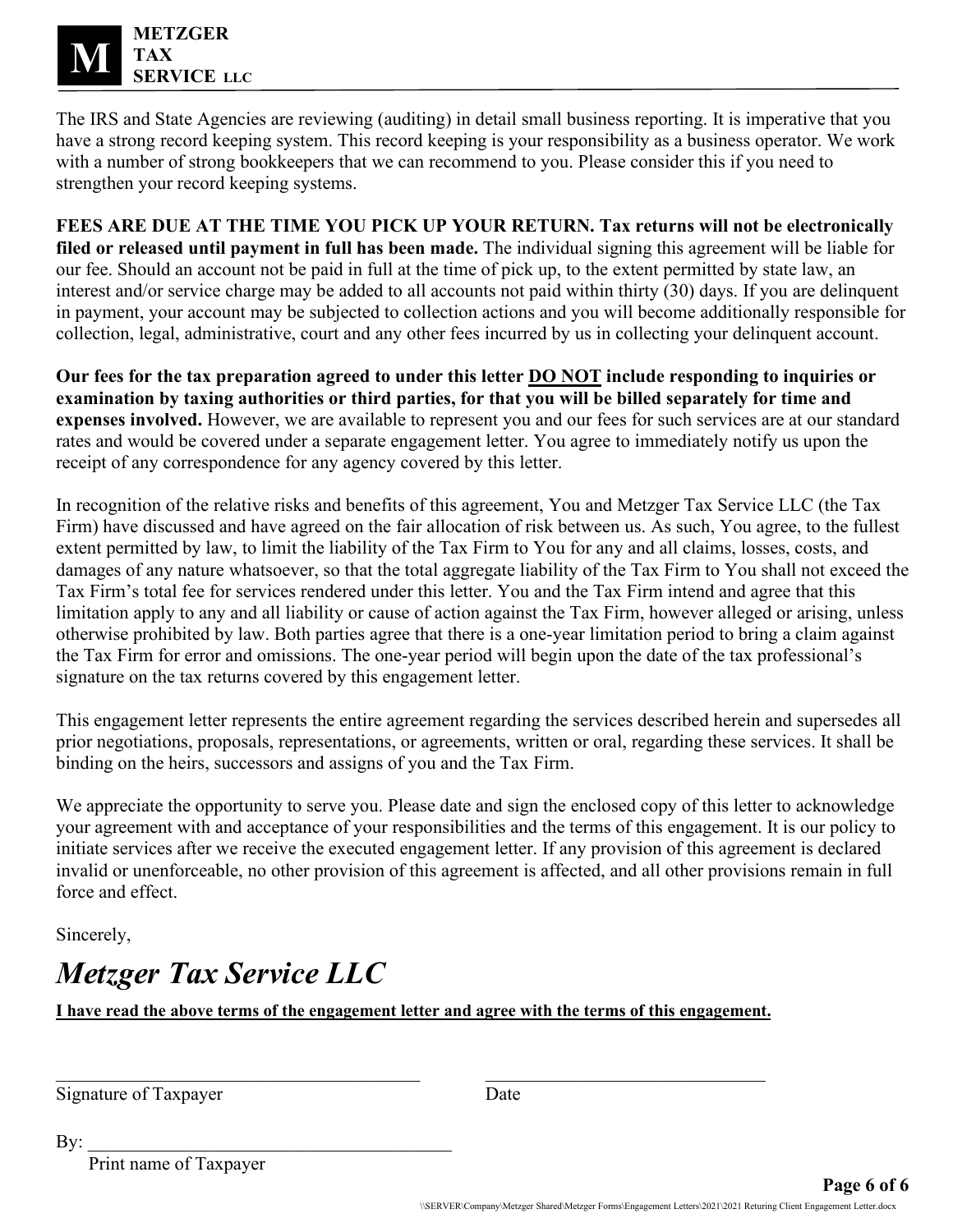The IRS and State Agencies are reviewing (auditing) in detail small business reporting. It is imperative that you have a strong record keeping system. This record keeping is your responsibility as a business operator. We work with a number of strong bookkeepers that we can recommend to you. Please consider this if you need to strengthen your record keeping systems.

**FEES ARE DUE AT THE TIME YOU PICK UP YOUR RETURN. Tax returns will not be electronically filed or released until payment in full has been made.** The individual signing this agreement will be liable for our fee. Should an account not be paid in full at the time of pick up, to the extent permitted by state law, an interest and/or service charge may be added to all accounts not paid within thirty (30) days. If you are delinquent in payment, your account may be subjected to collection actions and you will become additionally responsible for collection, legal, administrative, court and any other fees incurred by us in collecting your delinquent account.

**Our fees for the tax preparation agreed to under this letter <u>DO NOT</u> include responding to inquiries or examination by taxing authorities or third parties, for that you will be billed separately for time and expenses involved.** However, we are available to represent you and our fees for such services are at our standard rates and would be covered under a separate engagement letter. You agree to immediately notify us upon the receipt of any correspondence for any agency covered by this letter.

In recognition of the relative risks and benefits of this agreement, You and Metzger Tax Service LLC (the Tax Firm) have discussed and have agreed on the fair allocation of risk between us. As such, You agree, to the fullest extent permitted by law, to limit the liability of the Tax Firm to You for any and all claims, losses, costs, and damages of any nature whatsoever, so that the total aggregate liability of the Tax Firm to You shall not exceed the Tax Firm's total fee for services rendered under this letter. You and the Tax Firm intend and agree that this limitation apply to any and all liability or cause of action against the Tax Firm, however alleged or arising, unless otherwise prohibited by law. Both parties agree that there is a one-year limitation period to bring a claim against the Tax Firm for error and omissions. The one-year period will begin upon the date of the tax professional's signature on the tax returns covered by this engagement letter.

This engagement letter represents the entire agreement regarding the services described herein and supersedes all prior negotiations, proposals, representations, or agreements, written or oral, regarding these services. It shall be binding on the heirs, successors and assigns of you and the Tax Firm.

We appreciate the opportunity to serve you. Please date and sign the enclosed copy of this letter to acknowledge your agreement with and acceptance of your responsibilities and the terms of this engagement. It is our policy to initiate services after we receive the executed engagement letter. If any provision of this agreement is declared invalid or unenforceable, no other provision of this agreement is affected, and all other provisions remain in full force and effect.

Sincerely,

***Metzger Tax Service LLC***

**<u>I have read the above terms of the engagement letter and agree with the terms of this engagement.</u>**

\_\_\_\_\_\_\_\_\_\_\_\_\_\_\_\_\_\_\_\_\_\_\_\_\_\_\_\_\_\_\_\_\_\_\_\_\_\_\_\_ \_\_\_\_\_\_\_\_\_\_\_\_\_\_\_\_\_\_\_\_\_\_\_\_\_\_\_\_\_\_\_

Signature of Taxpayer Date

By: \_\_\_\_\_\_\_\_\_\_\_\_\_\_\_\_\_\_\_\_\_\_\_\_\_\_\_\_\_\_\_\_\_\_\_\_\_\_\_\_

Print name of Taxpayer

\\SERVER\Company\Metzger Shared\Metzger Forms\Engagement Letters\2021\2021 Returing Client Engagement Letter.docx